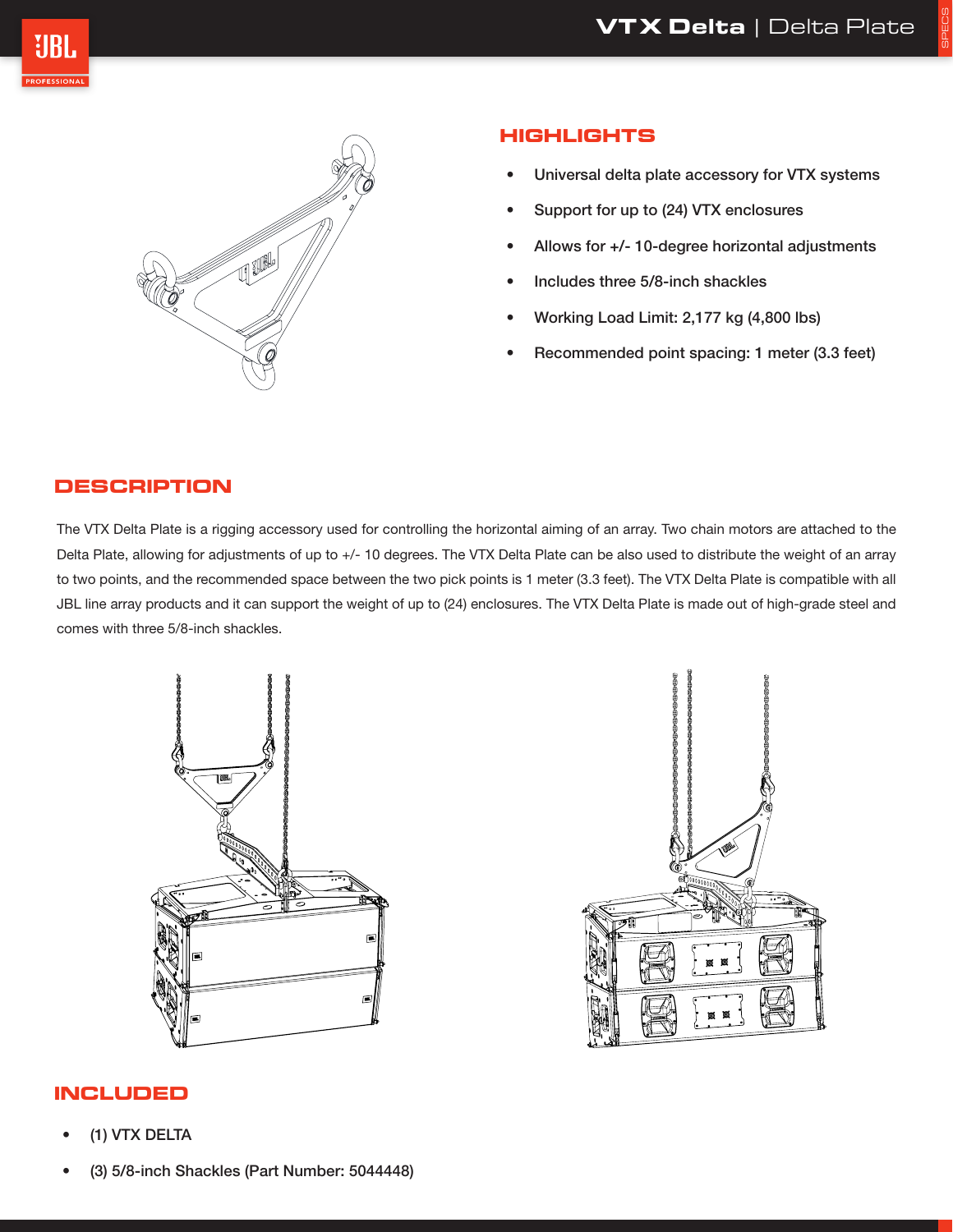# VTX Delta | Delta Plate

## HIGHLIGHTS

- Universal delta plate accessory for VTX systems
- Support for up to (24) VTX enclosures
- Allows for +/- 10-degree horizontal adjustments
- Includes three 5/8-inch shackles
- Working Load Limit: 2,177 kg (4,800 lbs)
- Recommended point spacing: 1 meter (3.3 feet)

## DESCRIPTION

The VTX Delta Plate is a rigging accessory used for controlling the horizontal aiming of an array. Two chain motors are attached to the Delta Plate, allowing for adjustments of up to +/- 10 degrees. The VTX Delta Plate can be also used to distribute the weight of an array to two points, and the recommended space between the two pick points is 1 meter (3.3 feet). The VTX Delta Plate is compatible with all JBL line array products and it can support the weight of up to (24) enclosures. The VTX Delta Plate is made out of high-grade steel and comes with three 5/8-inch shackles.

## INCLUDED

- (1) VTX DELTA
- (3) 5/8-inch Shackles (Part Number: 5044448)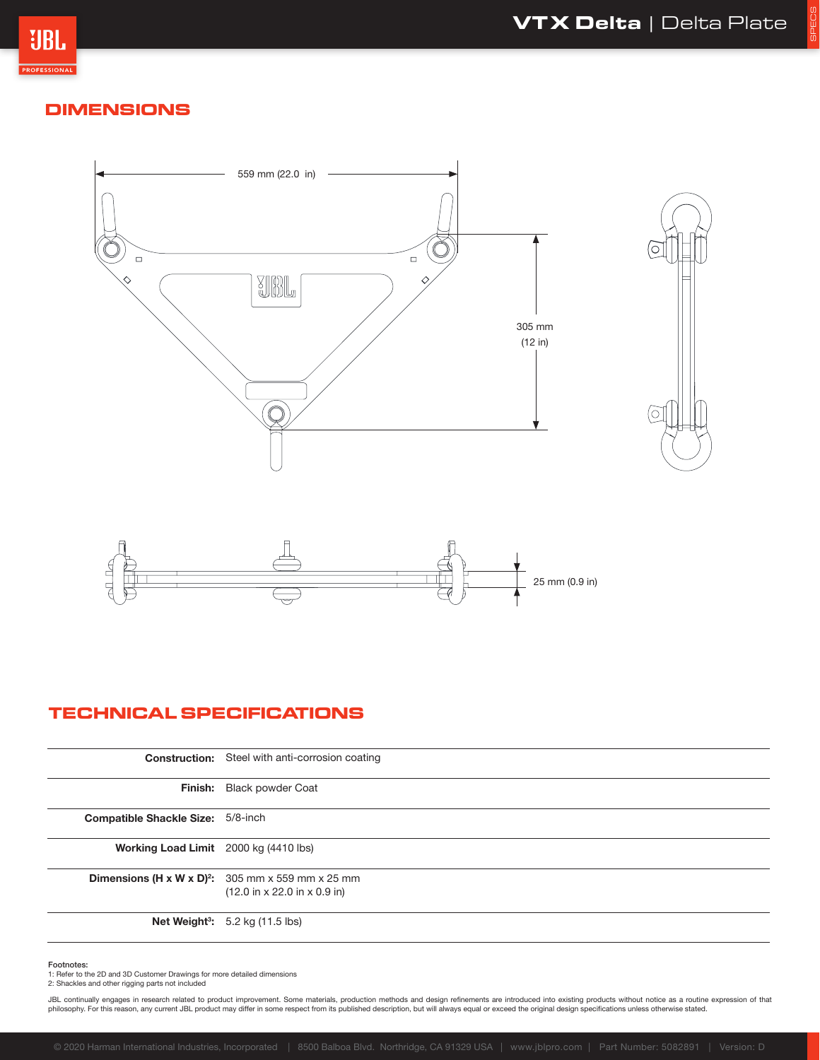## DIMENSIONS

559 mm (22.0 in)

305 mm
(12 in)

25 mm (0.9 in)

## TECHNICAL SPECIFICATIONS

| | |
|---|---|
| **Construction:** | Steel with anti-corrosion coating |
| **Finish:** | Black powder Coat |
| **Compatible Shackle Size:** | 5/8-inch |
| **Working Load Limit** | 2000 kg (4410 lbs) |
| **Dimensions (H x W x D)[2]:** | 305 mm x 559 mm x 25 mm<br>(12.0 in x 22.0 in x 0.9 in) |
| **Net Weight[3]:** | 5.2 kg (11.5 lbs) |

Footnotes:
1: Refer to the 2D and 3D Customer Drawings for more detailed dimensions
2: Shackles and other rigging parts not included

JBL continually engages in research related to product improvement. Some materials, production methods and design refinements are introduced into existing products without notice as a routine expression of that philosophy. For this reason, any current JBL product may differ in some respect from its published description, but will always equal or exceed the original design specifications unless otherwise stated.

© 2020 Harman International Industries, Incorporated | 8500 Balboa Blvd. Northridge, CA 91329 USA | www.jblpro.com | Part Number: 5082891 | Version: D